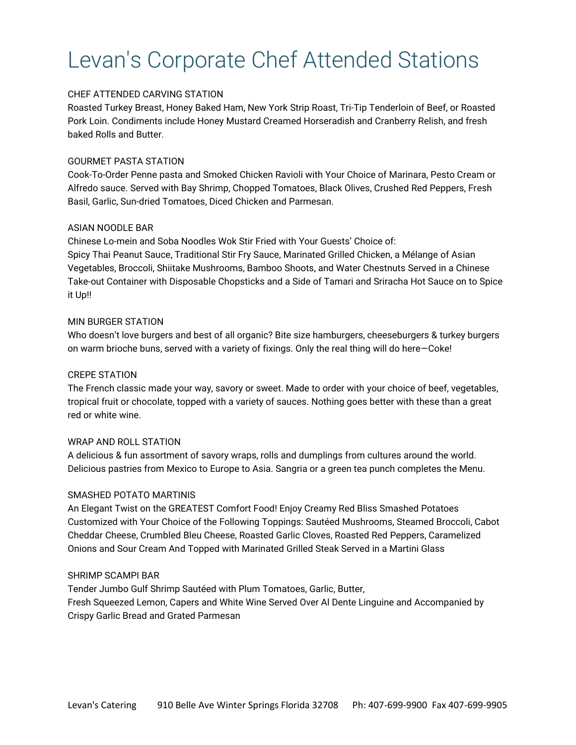# Levan's Corporate Chef Attended Stations

## CHEF ATTENDED CARVING STATION

Roasted Turkey Breast, Honey Baked Ham, New York Strip Roast, Tri-Tip Tenderloin of Beef, or Roasted Pork Loin. Condiments include Honey Mustard Creamed Horseradish and Cranberry Relish, and fresh baked Rolls and Butter.

## GOURMET PASTA STATION

Cook-To-Order Penne pasta and Smoked Chicken Ravioli with Your Choice of Marinara, Pesto Cream or Alfredo sauce. Served with Bay Shrimp, Chopped Tomatoes, Black Olives, Crushed Red Peppers, Fresh Basil, Garlic, Sun-dried Tomatoes, Diced Chicken and Parmesan.

## ASIAN NOODLE BAR

Chinese Lo-mein and Soba Noodles Wok Stir Fried with Your Guests' Choice of:
Spicy Thai Peanut Sauce, Traditional Stir Fry Sauce, Marinated Grilled Chicken, a Mélange of Asian Vegetables, Broccoli, Shiitake Mushrooms, Bamboo Shoots, and Water Chestnuts Served in a Chinese Take-out Container with Disposable Chopsticks and a Side of Tamari and Sriracha Hot Sauce on to Spice it Up!!

## MIN BURGER STATION

Who doesn't love burgers and best of all organic? Bite size hamburgers, cheeseburgers & turkey burgers on warm brioche buns, served with a variety of fixings. Only the real thing will do here—Coke!

## CREPE STATION

The French classic made your way, savory or sweet. Made to order with your choice of beef, vegetables, tropical fruit or chocolate, topped with a variety of sauces. Nothing goes better with these than a great red or white wine.

## WRAP AND ROLL STATION

A delicious & fun assortment of savory wraps, rolls and dumplings from cultures around the world. Delicious pastries from Mexico to Europe to Asia. Sangria or a green tea punch completes the Menu.

## SMASHED POTATO MARTINIS

An Elegant Twist on the GREATEST Comfort Food! Enjoy Creamy Red Bliss Smashed Potatoes Customized with Your Choice of the Following Toppings: Sautéed Mushrooms, Steamed Broccoli, Cabot Cheddar Cheese, Crumbled Bleu Cheese, Roasted Garlic Cloves, Roasted Red Peppers, Caramelized Onions and Sour Cream And Topped with Marinated Grilled Steak Served in a Martini Glass

## SHRIMP SCAMPI BAR

Tender Jumbo Gulf Shrimp Sautéed with Plum Tomatoes, Garlic, Butter,
Fresh Squeezed Lemon, Capers and White Wine Served Over Al Dente Linguine and Accompanied by Crispy Garlic Bread and Grated Parmesan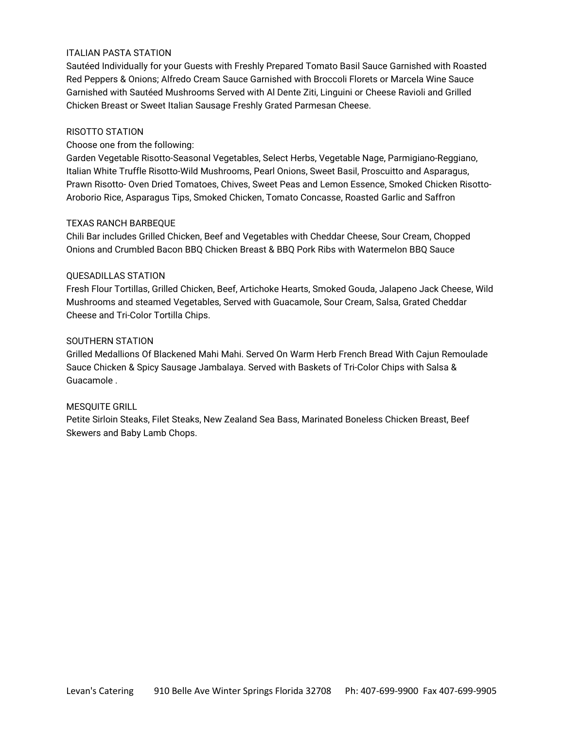## ITALIAN PASTA STATION

Sautéed Individually for your Guests with Freshly Prepared Tomato Basil Sauce Garnished with Roasted Red Peppers & Onions; Alfredo Cream Sauce Garnished with Broccoli Florets or Marcela Wine Sauce Garnished with Sautéed Mushrooms Served with Al Dente Ziti, Linguini or Cheese Ravioli and Grilled Chicken Breast or Sweet Italian Sausage Freshly Grated Parmesan Cheese.

## RISOTTO STATION

Choose one from the following:

Garden Vegetable Risotto-Seasonal Vegetables, Select Herbs, Vegetable Nage, Parmigiano-Reggiano, Italian White Truffle Risotto-Wild Mushrooms, Pearl Onions, Sweet Basil, Proscuitto and Asparagus, Prawn Risotto- Oven Dried Tomatoes, Chives, Sweet Peas and Lemon Essence, Smoked Chicken Risotto-Aroborio Rice, Asparagus Tips, Smoked Chicken, Tomato Concasse, Roasted Garlic and Saffron

## TEXAS RANCH BARBEQUE

Chili Bar includes Grilled Chicken, Beef and Vegetables with Cheddar Cheese, Sour Cream, Chopped Onions and Crumbled Bacon BBQ Chicken Breast & BBQ Pork Ribs with Watermelon BBQ Sauce

## QUESADILLAS STATION

Fresh Flour Tortillas, Grilled Chicken, Beef, Artichoke Hearts, Smoked Gouda, Jalapeno Jack Cheese, Wild Mushrooms and steamed Vegetables, Served with Guacamole, Sour Cream, Salsa, Grated Cheddar Cheese and Tri-Color Tortilla Chips.

## SOUTHERN STATION

Grilled Medallions Of Blackened Mahi Mahi. Served On Warm Herb French Bread With Cajun Remoulade Sauce Chicken & Spicy Sausage Jambalaya. Served with Baskets of Tri-Color Chips with Salsa & Guacamole .

## MESQUITE GRILL

Petite Sirloin Steaks, Filet Steaks, New Zealand Sea Bass, Marinated Boneless Chicken Breast, Beef Skewers and Baby Lamb Chops.